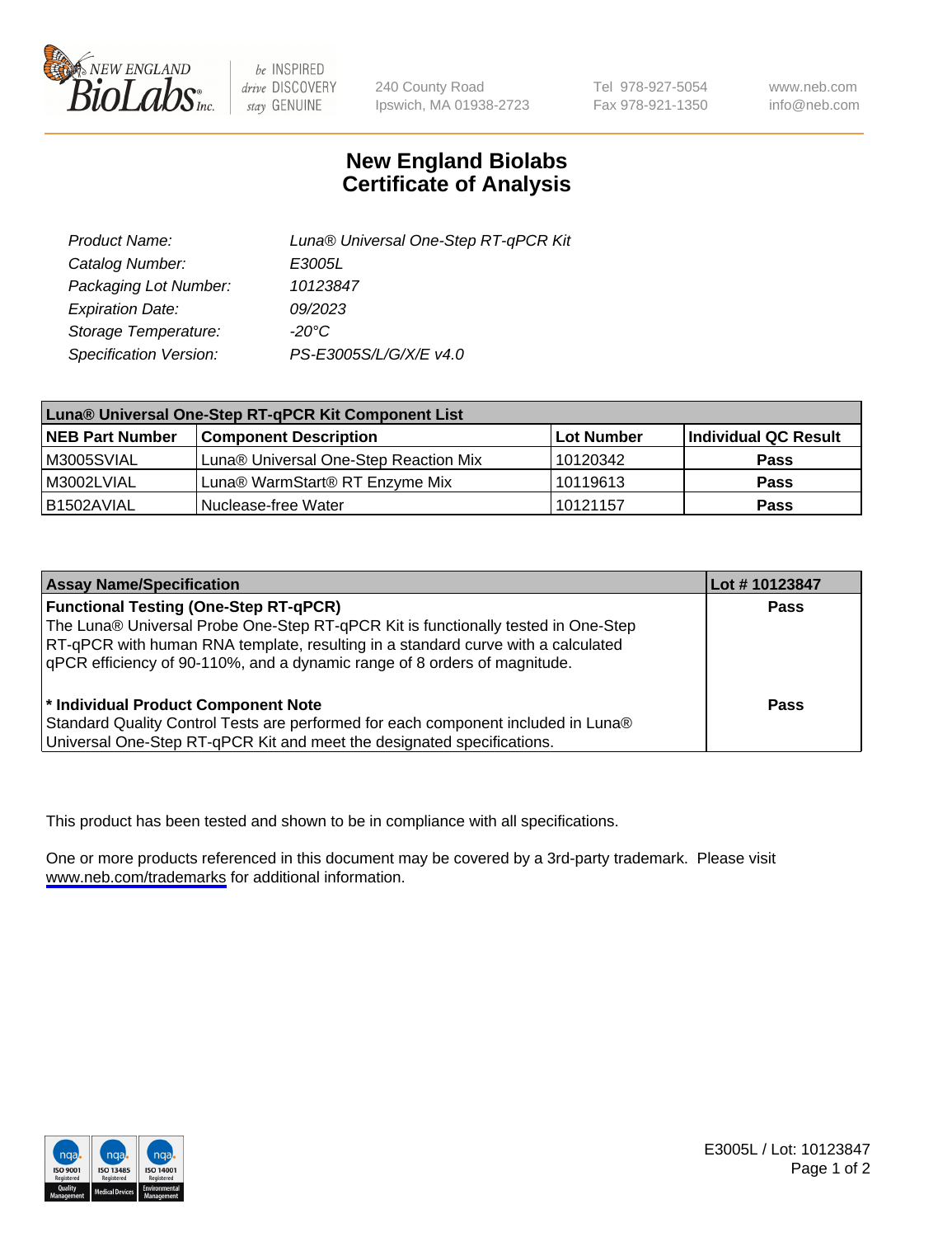# New England Biolabs
# Certificate of Analysis

| | |
|---|---|
| Product Name: | Luna® Universal One-Step RT-qPCR Kit |
| Catalog Number: | E3005L |
| Packaging Lot Number: | 10123847 |
| Expiration Date: | 09/2023 |
| Storage Temperature: | -20°C |
| Specification Version: | PS-E3005S/L/G/X/E v4.0 |

| Luna® Universal One-Step RT-qPCR Kit Component List | | | |
|---|---|---|---|
| **NEB Part Number** | **Component Description** | **Lot Number** | **Individual QC Result** |
| M3005SVIAL | Luna® Universal One-Step Reaction Mix | 10120342 | **Pass** |
| M3002LVIAL | Luna® WarmStart® RT Enzyme Mix | 10119613 | **Pass** |
| B1502AVIAL | Nuclease-free Water | 10121157 | **Pass** |

| Assay Name/Specification | Lot # 10123847 |
|---|---|
| **Functional Testing (One-Step RT-qPCR)** The Luna® Universal Probe One-Step RT-qPCR Kit is functionally tested in One-Step RT-qPCR with human RNA template, resulting in a standard curve with a calculated qPCR efficiency of 90-110%, and a dynamic range of 8 orders of magnitude. | **Pass** |
| **\* Individual Product Component Note** Standard Quality Control Tests are performed for each component included in Luna® Universal One-Step RT-qPCR Kit and meet the designated specifications. | **Pass** |

This product has been tested and shown to be in compliance with all specifications.

One or more products referenced in this document may be covered by a 3rd-party trademark. Please visit www.neb.com/trademarks for additional information.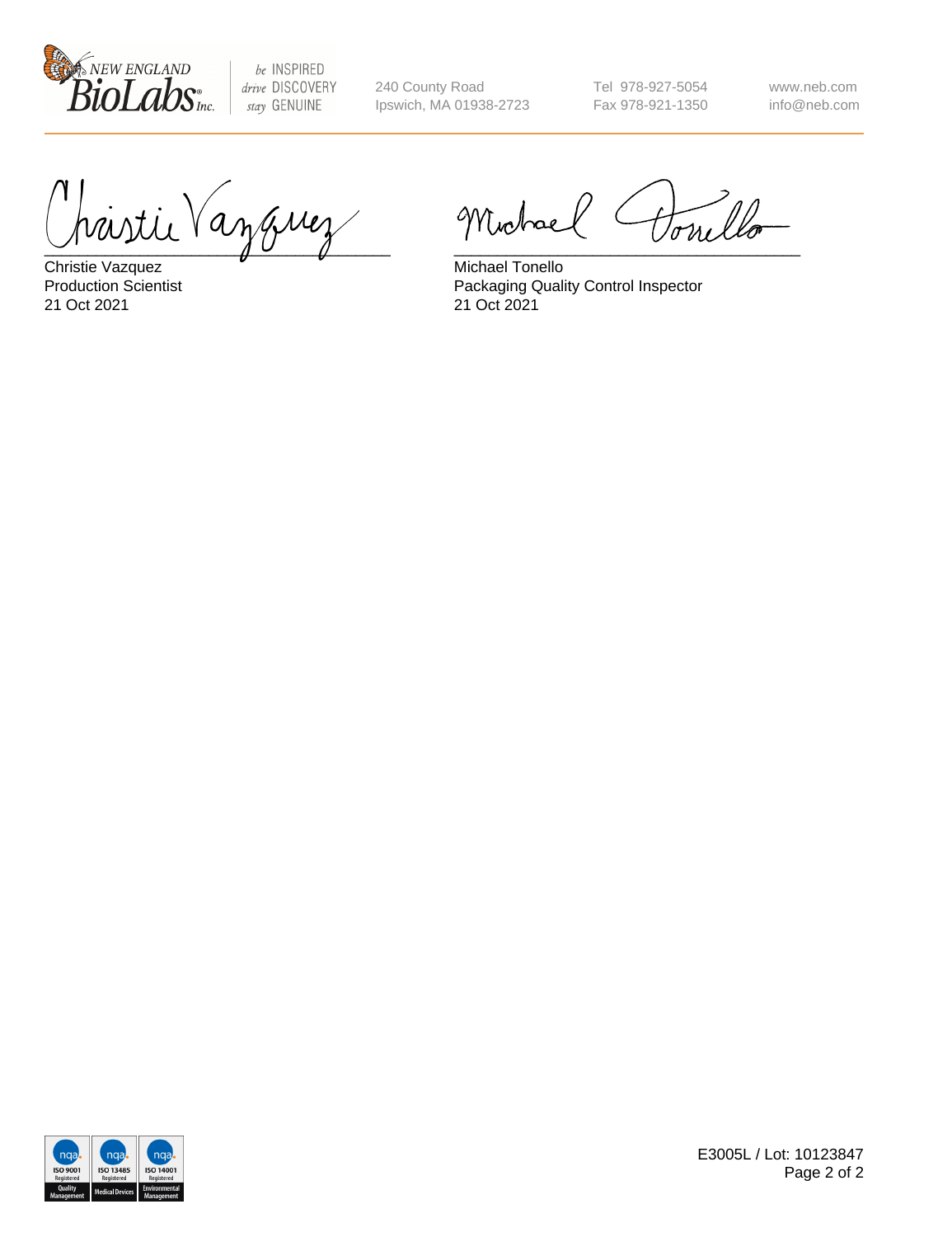NEW ENGLAND BioLabs Inc. | be INSPIRED drive DISCOVERY stay GENUINE | 240 County Road Ipswich, MA 01938-2723 | Tel 978-927-5054 Fax 978-921-1350 | www.neb.com info@neb.com

Christie Vazquez
Production Scientist
21 Oct 2021

Michael Tonello
Packaging Quality Control Inspector
21 Oct 2021

ISO 9001 Registered Quality Management | ISO 13485 Registered Medical Devices | ISO 14001 Registered Environmental Management

E3005L / Lot: 10123847